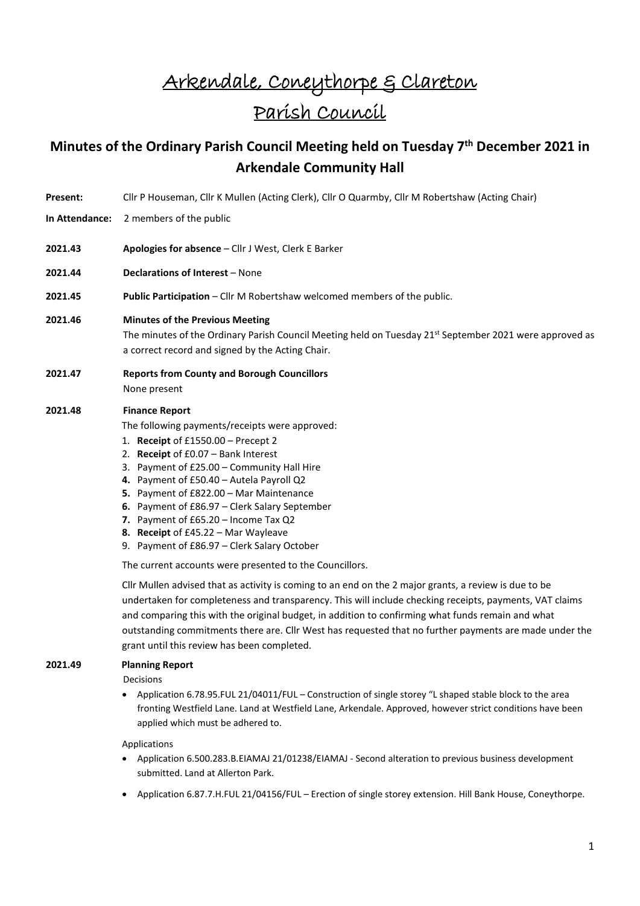# Arkendale, Coneythorpe & Clareton

# Parish Council

## Minutes of the Ordinary Parish Council Meeting held on Tuesday 7th December 2021 in Arkendale Community Hall

**Present:** Cllr P Houseman, Cllr K Mullen (Acting Clerk), Cllr O Quarmby, Cllr M Robertshaw (Acting Chair)

**In Attendance:** 2 members of the public

**2021.43** **Apologies for absence** – Cllr J West, Clerk E Barker

**2021.44** **Declarations of Interest** – None

**2021.45** **Public Participation** – Cllr M Robertshaw welcomed members of the public.

**2021.46** **Minutes of the Previous Meeting**

The minutes of the Ordinary Parish Council Meeting held on Tuesday 21st September 2021 were approved as a correct record and signed by the Acting Chair.

**2021.47** **Reports from County and Borough Councillors**

None present

**2021.48** **Finance Report**

The following payments/receipts were approved:

1. **Receipt** of £1550.00 – Precept 2
2. **Receipt** of £0.07 – Bank Interest
3. Payment of £25.00 – Community Hall Hire
4. Payment of £50.40 – Autela Payroll Q2
5. Payment of £822.00 – Mar Maintenance
6. Payment of £86.97 – Clerk Salary September
7. Payment of £65.20 – Income Tax Q2
8. **Receipt** of £45.22 – Mar Wayleave
9. Payment of £86.97 – Clerk Salary October

The current accounts were presented to the Councillors.

Cllr Mullen advised that as activity is coming to an end on the 2 major grants, a review is due to be undertaken for completeness and transparency. This will include checking receipts, payments, VAT claims and comparing this with the original budget, in addition to confirming what funds remain and what outstanding commitments there are. Cllr West has requested that no further payments are made under the grant until this review has been completed.

**2021.49** **Planning Report**

Decisions

- Application 6.78.95.FUL 21/04011/FUL – Construction of single storey "L shaped stable block to the area fronting Westfield Lane. Land at Westfield Lane, Arkendale. Approved, however strict conditions have been applied which must be adhered to.

Applications

- Application 6.500.283.B.EIAMAJ 21/01238/EIAMAJ - Second alteration to previous business development submitted. Land at Allerton Park.
- Application 6.87.7.H.FUL 21/04156/FUL – Erection of single storey extension. Hill Bank House, Coneythorpe.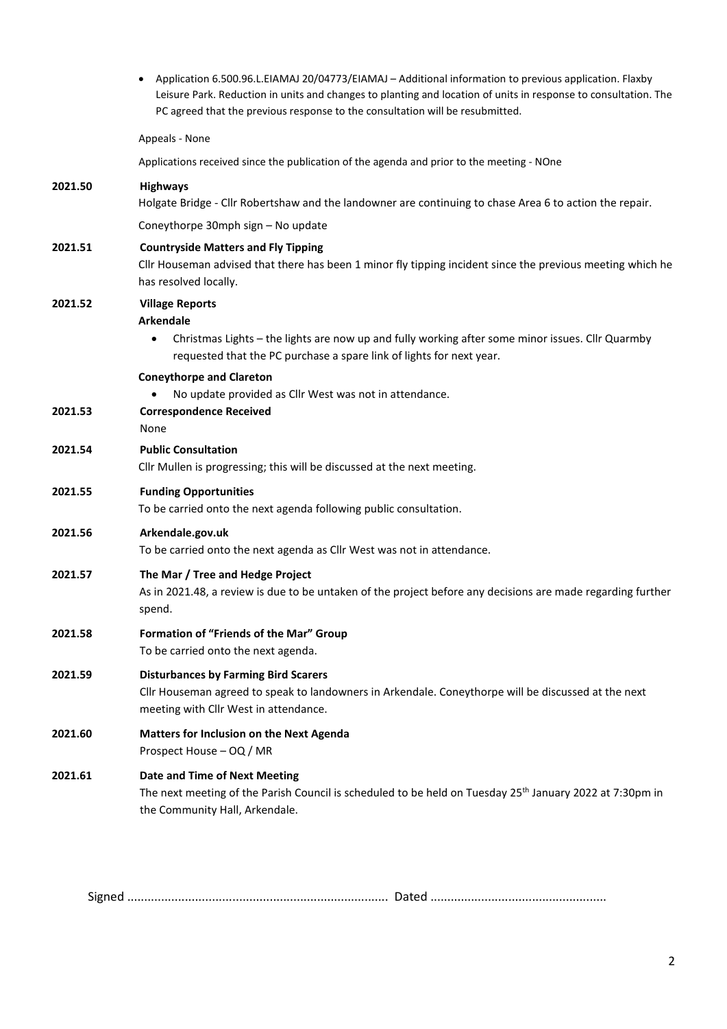- Application 6.500.96.L.EIAMAJ 20/04773/EIAMAJ – Additional information to previous application. Flaxby Leisure Park. Reduction in units and changes to planting and location of units in response to consultation. The PC agreed that the previous response to the consultation will be resubmitted.

Appeals - None

Applications received since the publication of the agenda and prior to the meeting - NOne

**2021.50 Highways**

Holgate Bridge - Cllr Robertshaw and the landowner are continuing to chase Area 6 to action the repair.

Coneythorpe 30mph sign – No update

**2021.51 Countryside Matters and Fly Tipping**

Cllr Houseman advised that there has been 1 minor fly tipping incident since the previous meeting which he has resolved locally.

**2021.52 Village Reports**

**Arkendale**

- Christmas Lights – the lights are now up and fully working after some minor issues. Cllr Quarmby requested that the PC purchase a spare link of lights for next year.

**Coneythorpe and Clareton**

- No update provided as Cllr West was not in attendance.

**2021.53 Correspondence Received**

None

**2021.54 Public Consultation**

Cllr Mullen is progressing; this will be discussed at the next meeting.

**2021.55 Funding Opportunities**

To be carried onto the next agenda following public consultation.

**2021.56 Arkendale.gov.uk**

To be carried onto the next agenda as Cllr West was not in attendance.

**2021.57 The Mar / Tree and Hedge Project**

As in 2021.48, a review is due to be untaken of the project before any decisions are made regarding further spend.

**2021.58 Formation of "Friends of the Mar" Group**

To be carried onto the next agenda.

**2021.59 Disturbances by Farming Bird Scarers**

Cllr Houseman agreed to speak to landowners in Arkendale. Coneythorpe will be discussed at the next meeting with Cllr West in attendance.

**2021.60 Matters for Inclusion on the Next Agenda**

Prospect House – OQ / MR

**2021.61 Date and Time of Next Meeting**

The next meeting of the Parish Council is scheduled to be held on Tuesday 25th January 2022 at 7:30pm in the Community Hall, Arkendale.

Signed ............................................................................ Dated ...................................................